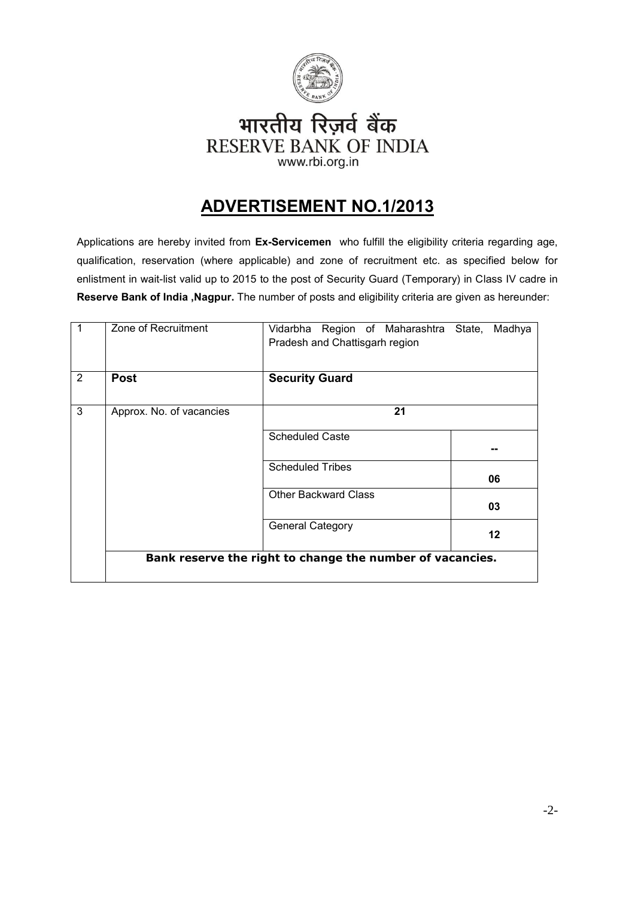भारतीय रिज़र्व बैंक

RESERVE BANK OF INDIA

www.rbi.org.in

# ADVERTISEMENT NO.1/2013

Applications are hereby invited from **Ex-Servicemen** who fulfill the eligibility criteria regarding age, qualification, reservation (where applicable) and zone of recruitment etc. as specified below for enlistment in wait-list valid up to 2015 to the post of Security Guard (Temporary) in Class IV cadre in **Reserve Bank of India ,Nagpur.** The number of posts and eligibility criteria are given as hereunder:

| | | | |
|---|---|---|---|
| 1 | Zone of Recruitment | Vidarbha Region of Maharashtra State, Madhya Pradesh and Chattisgarh region | |
| 2 | **Post** | **Security Guard** | |
| 3 | Approx. No. of vacancies | **21** | |
| | | Scheduled Caste | -- |
| | | Scheduled Tribes | **06** |
| | | Other Backward Class | **03** |
| | | General Category | **12** |
| | **Bank reserve the right to change the number of vacancies.** | | |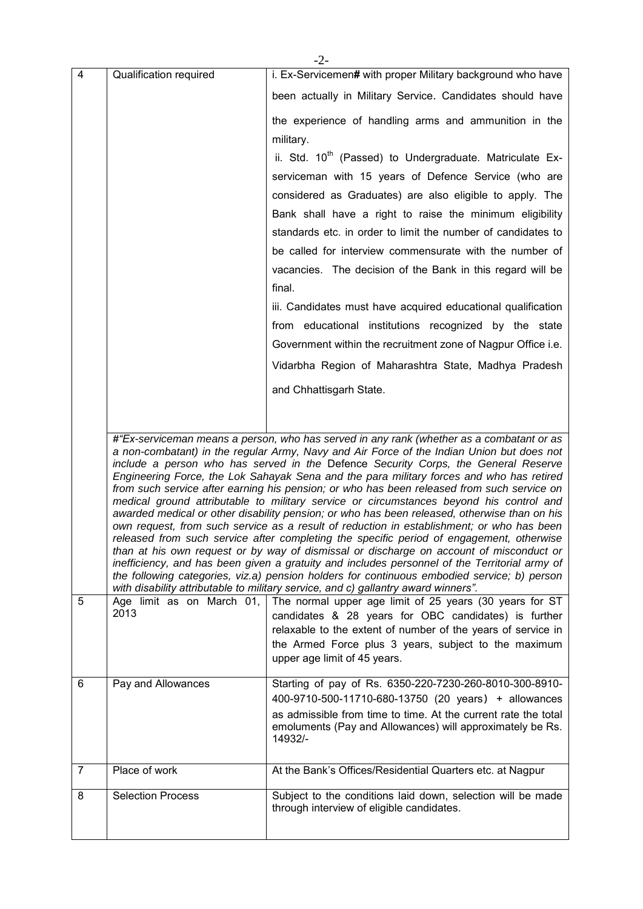| 4 | Qualification required | i. Ex-Servicemen**#** with proper Military background who have been actually in Military Service. Candidates should have the experience of handling arms and ammunition in the military.<br>ii. Std. 10th (Passed) to Undergraduate. Matriculate Ex-serviceman with 15 years of Defence Service (who are considered as Graduates) are also eligible to apply. The Bank shall have a right to raise the minimum eligibility standards etc. in order to limit the number of candidates to be called for interview commensurate with the number of vacancies. The decision of the Bank in this regard will be final.<br>iii. Candidates must have acquired educational qualification from educational institutions recognized by the state Government within the recruitment zone of Nagpur Office i.e. Vidarbha Region of Maharashtra State, Madhya Pradesh and Chhattisgarh State. |
|---|---|---|
| | *#"Ex-serviceman means a person, who has served in any rank (whether as a combatant or as a non-combatant) in the regular Army, Navy and Air Force of the Indian Union but does not include a person who has served in the* Defence *Security Corps, the General Reserve Engineering Force, the Lok Sahayak Sena and the para military forces and who has retired from such service after earning his pension; or who has been released from such service on medical ground attributable to military service or circumstances beyond his control and awarded medical or other disability pension; or who has been released, otherwise than on his own request, from such service as a result of reduction in establishment; or who has been released from such service after completing the specific period of engagement, otherwise than at his own request or by way of dismissal or discharge on account of misconduct or inefficiency, and has been given a gratuity and includes personnel of the Territorial army of the following categories, viz.a) pension holders for continuous embodied service; b) person with disability attributable to military service, and c) gallantry award winners".* | |
| 5 | Age limit as on March 01, 2013 | The normal upper age limit of 25 years (30 years for ST candidates & 28 years for OBC candidates) is further relaxable to the extent of number of the years of service in the Armed Force plus 3 years, subject to the maximum upper age limit of 45 years. |
| 6 | Pay and Allowances | Starting of pay of Rs. 6350-220-7230-260-8010-300-8910-400-9710-500-11710-680-13750 (20 years) + allowances as admissible from time to time. At the current rate the total emoluments (Pay and Allowances) will approximately be Rs. 14932/- |
| 7 | Place of work | At the Bank's Offices/Residential Quarters etc. at Nagpur |
| 8 | Selection Process | Subject to the conditions laid down, selection will be made through interview of eligible candidates. |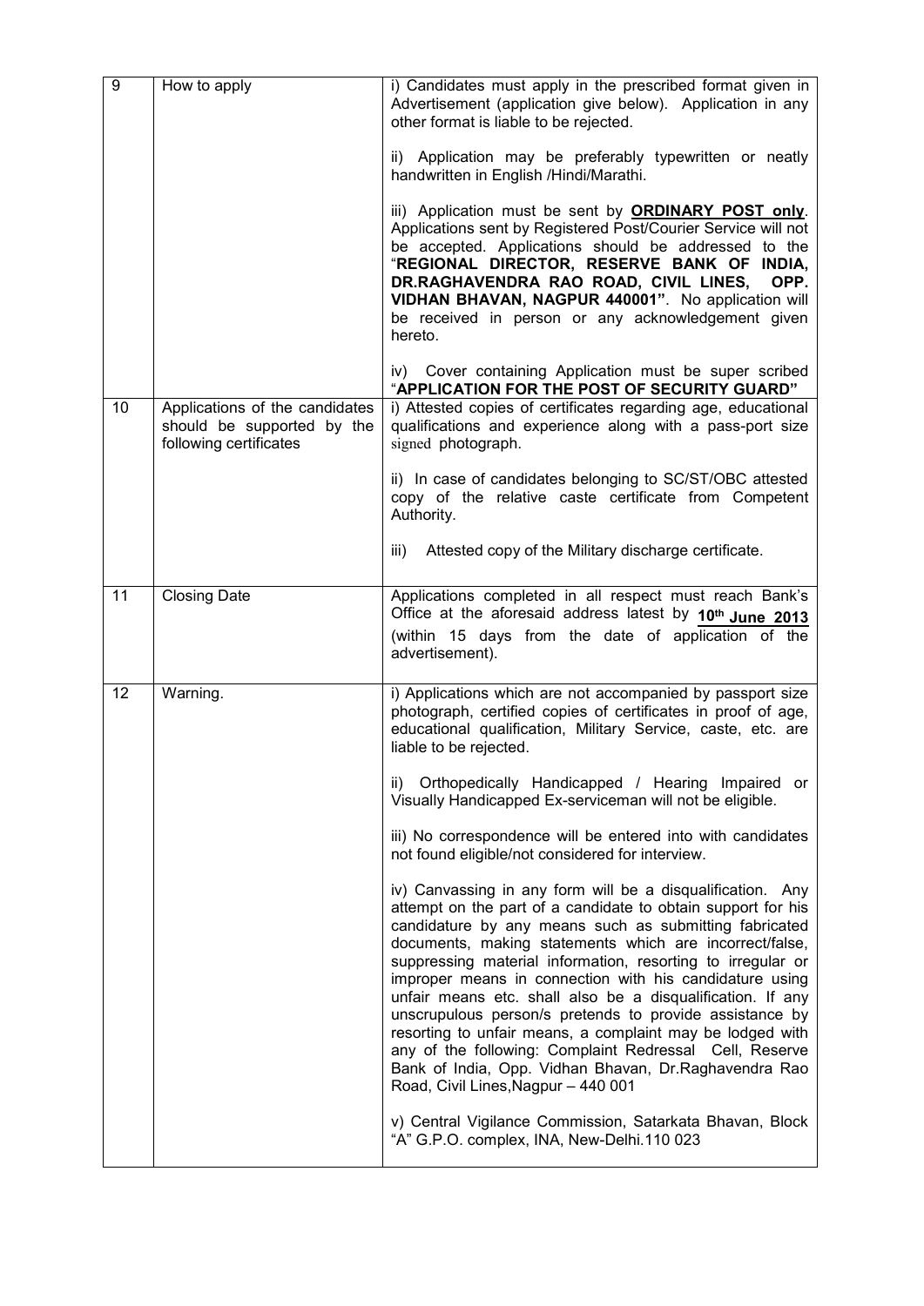| 9 | How to apply | i) Candidates must apply in the prescribed format given in Advertisement (application give below). Application in any other format is liable to be rejected.<br><br>ii) Application may be preferably typewritten or neatly handwritten in English /Hindi/Marathi.<br><br>iii) Application must be sent by **<u>ORDINARY POST only</u>**. Applications sent by Registered Post/Courier Service will not be accepted. Applications should be addressed to the "**REGIONAL DIRECTOR, RESERVE BANK OF INDIA, DR.RAGHAVENDRA RAO ROAD, CIVIL LINES, OPP. VIDHAN BHAVAN, NAGPUR 440001"**. No application will be received in person or any acknowledgement given hereto.<br><br>iv) Cover containing Application must be super scribed "**APPLICATION FOR THE POST OF SECURITY GUARD"** |
|---|---|---|
| 10 | Applications of the candidates should be supported by the following certificates | i) Attested copies of certificates regarding age, educational qualifications and experience along with a pass-port size signed photograph.<br><br>ii) In case of candidates belonging to SC/ST/OBC attested copy of the relative caste certificate from Competent Authority.<br><br>iii) Attested copy of the Military discharge certificate. |
| 11 | Closing Date | Applications completed in all respect must reach Bank's Office at the aforesaid address latest by **<u>10th June 2013</u>** (within 15 days from the date of application of the advertisement). |
| 12 | Warning. | i) Applications which are not accompanied by passport size photograph, certified copies of certificates in proof of age, educational qualification, Military Service, caste, etc. are liable to be rejected.<br><br>ii) Orthopedically Handicapped / Hearing Impaired or Visually Handicapped Ex-serviceman will not be eligible.<br><br>iii) No correspondence will be entered into with candidates not found eligible/not considered for interview.<br><br>iv) Canvassing in any form will be a disqualification. Any attempt on the part of a candidate to obtain support for his candidature by any means such as submitting fabricated documents, making statements which are incorrect/false, suppressing material information, resorting to irregular or improper means in connection with his candidature using unfair means etc. shall also be a disqualification. If any unscrupulous person/s pretends to provide assistance by resorting to unfair means, a complaint may be lodged with any of the following: Complaint Redressal Cell, Reserve Bank of India, Opp. Vidhan Bhavan, Dr.Raghavendra Rao Road, Civil Lines,Nagpur – 440 001<br><br>v) Central Vigilance Commission, Satarkata Bhavan, Block "A" G.P.O. complex, INA, New-Delhi.110 023 |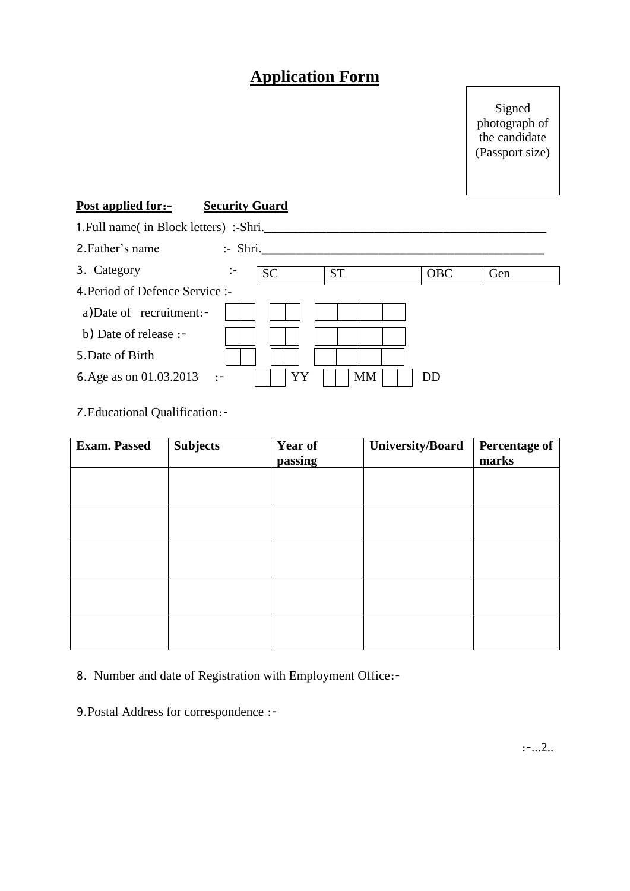# Application Form

Signed photograph of the candidate (Passport size)

**Post applied for:-** **Security Guard**

1.Full name( in Block letters) :-Shri.______________________________________________

2.Father's name :- Shri.______________________________________________

3. Category :-

| SC | ST | OBC | Gen |
|---|---|---|---|

4.Period of Defence Service :-

a)Date of recruitment:- [ ][ ] [ ][ ] [ ][ ][ ][ ]

b) Date of release :- [ ][ ] [ ][ ] [ ][ ][ ][ ]

5.Date of Birth [ ][ ] [ ][ ] [ ][ ][ ][ ]

6.Age as on 01.03.2013 :- [ ][ ] YY [ ][ ] MM [ ][ ] DD

7.Educational Qualification:-

| Exam. Passed | Subjects | Year of passing | University/Board | Percentage of marks |
|---|---|---|---|---|
| | | | | |
| | | | | |
| | | | | |
| | | | | |
| | | | | |

8. Number and date of Registration with Employment Office:-

9.Postal Address for correspondence :-

:-...2..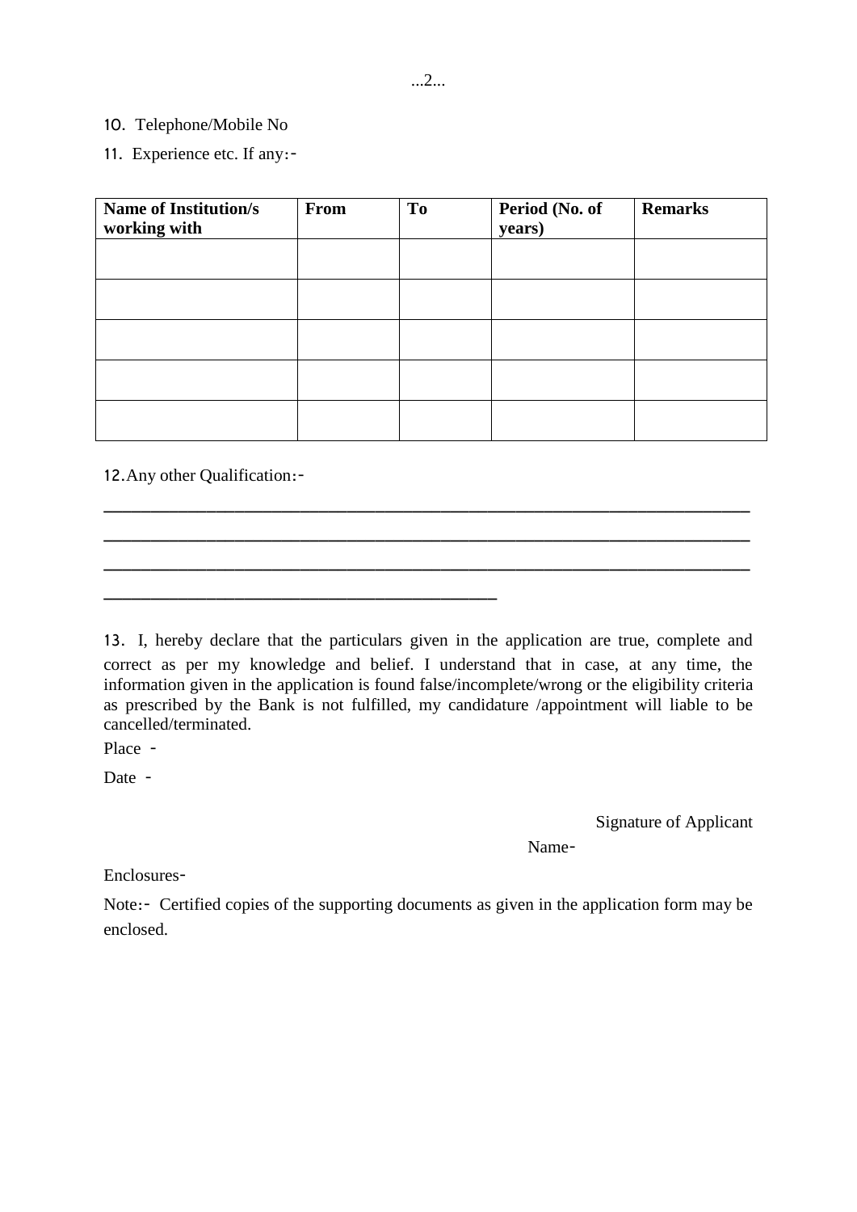10. Telephone/Mobile No

11. Experience etc. If any:-

| **Name of Institution/s working with** | **From** | **To** | **Period (No. of years)** | **Remarks** |
|---|---|---|---|---|
| | | | | |
| | | | | |
| | | | | |
| | | | | |
| | | | | |

12. Any other Qualification:-

_______________________________________________________________________________

_______________________________________________________________________________

_______________________________________________________________________________

_____________________________________________

13. I, hereby declare that the particulars given in the application are true, complete and correct as per my knowledge and belief. I understand that in case, at any time, the information given in the application is found false/incomplete/wrong or the eligibility criteria as prescribed by the Bank is not fulfilled, my candidature /appointment will liable to be cancelled/terminated.

Place -

Date -

Signature of Applicant

Name-

Enclosures-

Note:- Certified copies of the supporting documents as given in the application form may be enclosed.